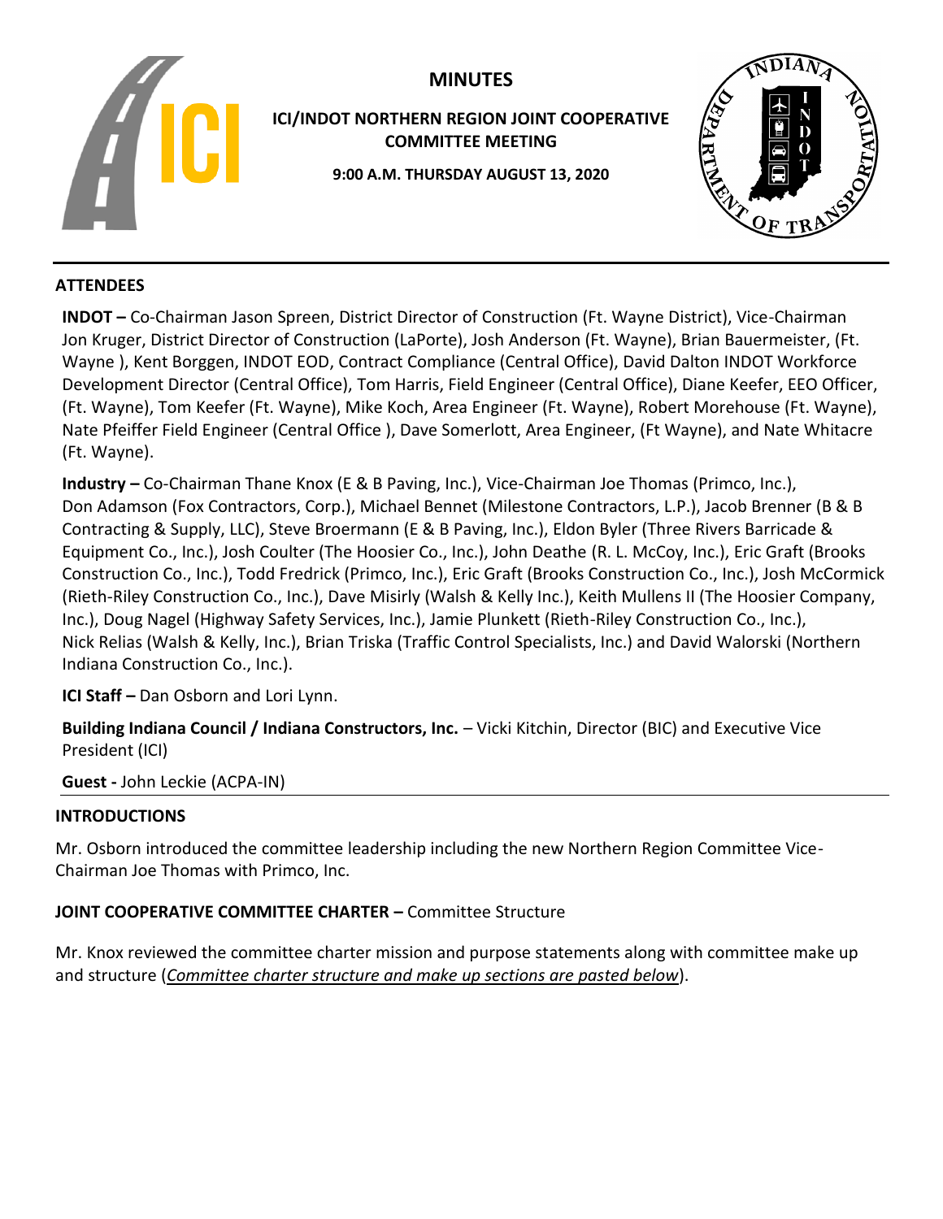# MINUTES

## ICI/INDOT NORTHERN REGION JOINT COOPERATIVE COMMITTEE MEETING

**9:00 A.M. THURSDAY AUGUST 13, 2020**

---

## ATTENDEES

**INDOT –** Co-Chairman Jason Spreen, District Director of Construction (Ft. Wayne District), Vice-Chairman Jon Kruger, District Director of Construction (LaPorte), Josh Anderson (Ft. Wayne), Brian Bauermeister, (Ft. Wayne ), Kent Borggen, INDOT EOD, Contract Compliance (Central Office), David Dalton INDOT Workforce Development Director (Central Office), Tom Harris, Field Engineer (Central Office), Diane Keefer, EEO Officer, (Ft. Wayne), Tom Keefer (Ft. Wayne), Mike Koch, Area Engineer (Ft. Wayne), Robert Morehouse (Ft. Wayne), Nate Pfeiffer Field Engineer (Central Office ), Dave Somerlott, Area Engineer, (Ft Wayne), and Nate Whitacre (Ft. Wayne).

**Industry –** Co-Chairman Thane Knox (E & B Paving, Inc.), Vice-Chairman Joe Thomas (Primco, Inc.), Don Adamson (Fox Contractors, Corp.), Michael Bennet (Milestone Contractors, L.P.), Jacob Brenner (B & B Contracting & Supply, LLC), Steve Broermann (E & B Paving, Inc.), Eldon Byler (Three Rivers Barricade & Equipment Co., Inc.), Josh Coulter (The Hoosier Co., Inc.), John Deathe (R. L. McCoy, Inc.), Eric Graft (Brooks Construction Co., Inc.), Todd Fredrick (Primco, Inc.), Eric Graft (Brooks Construction Co., Inc.), Josh McCormick (Rieth-Riley Construction Co., Inc.), Dave Misirly (Walsh & Kelly Inc.), Keith Mullens II (The Hoosier Company, Inc.), Doug Nagel (Highway Safety Services, Inc.), Jamie Plunkett (Rieth-Riley Construction Co., Inc.), Nick Relias (Walsh & Kelly, Inc.), Brian Triska (Traffic Control Specialists, Inc.) and David Walorski (Northern Indiana Construction Co., Inc.).

**ICI Staff –** Dan Osborn and Lori Lynn.

**Building Indiana Council / Indiana Constructors, Inc.** – Vicki Kitchin, Director (BIC) and Executive Vice President (ICI)

**Guest -** John Leckie (ACPA-IN)

---

## INTRODUCTIONS

Mr. Osborn introduced the committee leadership including the new Northern Region Committee Vice-Chairman Joe Thomas with Primco, Inc.

## JOINT COOPERATIVE COMMITTEE CHARTER – Committee Structure

Mr. Knox reviewed the committee charter mission and purpose statements along with committee make up and structure (*Committee charter structure and make up sections are pasted below*).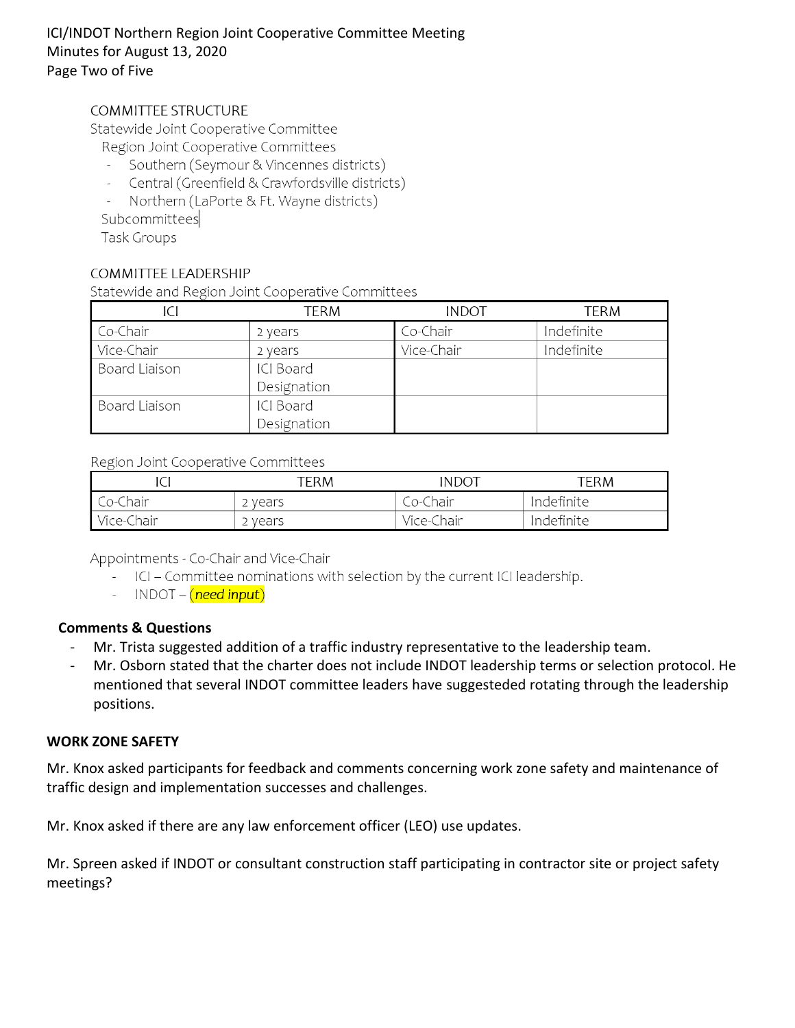COMMITTEE STRUCTURE

Statewide Joint Cooperative Committee

Region Joint Cooperative Committees

- Southern (Seymour & Vincennes districts)
- Central (Greenfield & Crawfordsville districts)
- Northern (LaPorte & Ft. Wayne districts)

Subcommittees

Task Groups

COMMITTEE LEADERSHIP

Statewide and Region Joint Cooperative Committees

| ICI | TERM | INDOT | TERM |
|---|---|---|---|
| Co-Chair | 2 years | Co-Chair | Indefinite |
| Vice-Chair | 2 years | Vice-Chair | Indefinite |
| Board Liaison | ICI Board Designation | | |
| Board Liaison | ICI Board Designation | | |

Region Joint Cooperative Committees

| ICI | TERM | INDOT | TERM |
|---|---|---|---|
| Co-Chair | 2 years | Co-Chair | Indefinite |
| Vice-Chair | 2 years | Vice-Chair | Indefinite |

Appointments - Co-Chair and Vice-Chair

- ICI – Committee nominations with selection by the current ICI leadership.
- INDOT – (*need input*)

**Comments & Questions**

- Mr. Trista suggested addition of a traffic industry representative to the leadership team.
- Mr. Osborn stated that the charter does not include INDOT leadership terms or selection protocol. He mentioned that several INDOT committee leaders have suggesteded rotating through the leadership positions.

**WORK ZONE SAFETY**

Mr. Knox asked participants for feedback and comments concerning work zone safety and maintenance of traffic design and implementation successes and challenges.

Mr. Knox asked if there are any law enforcement officer (LEO) use updates.

Mr. Spreen asked if INDOT or consultant construction staff participating in contractor site or project safety meetings?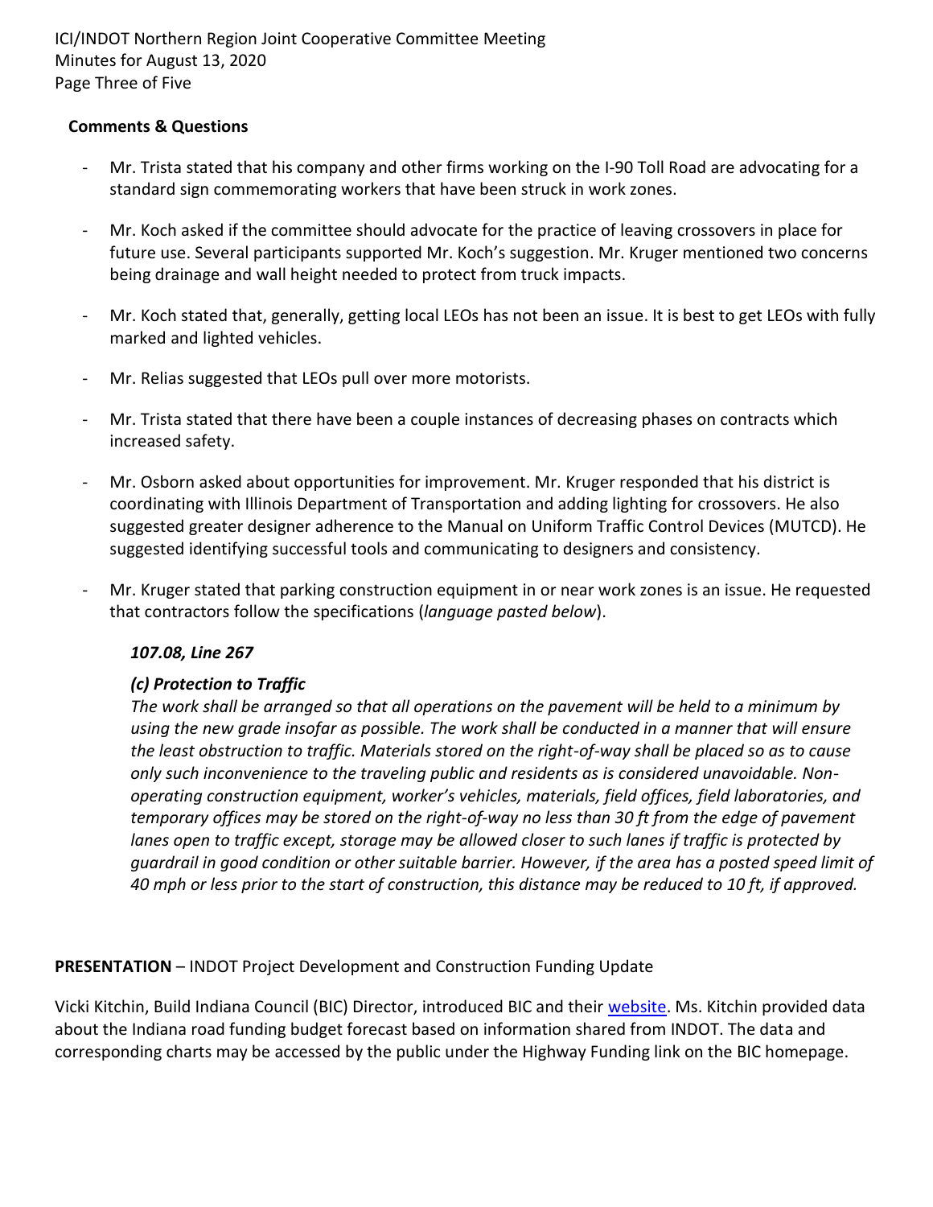**Comments & Questions**

- Mr. Trista stated that his company and other firms working on the I-90 Toll Road are advocating for a standard sign commemorating workers that have been struck in work zones.

- Mr. Koch asked if the committee should advocate for the practice of leaving crossovers in place for future use. Several participants supported Mr. Koch's suggestion. Mr. Kruger mentioned two concerns being drainage and wall height needed to protect from truck impacts.

- Mr. Koch stated that, generally, getting local LEOs has not been an issue. It is best to get LEOs with fully marked and lighted vehicles.

- Mr. Relias suggested that LEOs pull over more motorists.

- Mr. Trista stated that there have been a couple instances of decreasing phases on contracts which increased safety.

- Mr. Osborn asked about opportunities for improvement. Mr. Kruger responded that his district is coordinating with Illinois Department of Transportation and adding lighting for crossovers. He also suggested greater designer adherence to the Manual on Uniform Traffic Control Devices (MUTCD). He suggested identifying successful tools and communicating to designers and consistency.

- Mr. Kruger stated that parking construction equipment in or near work zones is an issue. He requested that contractors follow the specifications (*language pasted below*).

  ***107.08, Line 267***

  ***(c) Protection to Traffic***

  *The work shall be arranged so that all operations on the pavement will be held to a minimum by using the new grade insofar as possible. The work shall be conducted in a manner that will ensure the least obstruction to traffic. Materials stored on the right-of-way shall be placed so as to cause only such inconvenience to the traveling public and residents as is considered unavoidable. Non-operating construction equipment, worker's vehicles, materials, field offices, field laboratories, and temporary offices may be stored on the right-of-way no less than 30 ft from the edge of pavement lanes open to traffic except, storage may be allowed closer to such lanes if traffic is protected by guardrail in good condition or other suitable barrier. However, if the area has a posted speed limit of 40 mph or less prior to the start of construction, this distance may be reduced to 10 ft, if approved.*

**PRESENTATION** – INDOT Project Development and Construction Funding Update

Vicki Kitchin, Build Indiana Council (BIC) Director, introduced BIC and their website. Ms. Kitchin provided data about the Indiana road funding budget forecast based on information shared from INDOT. The data and corresponding charts may be accessed by the public under the Highway Funding link on the BIC homepage.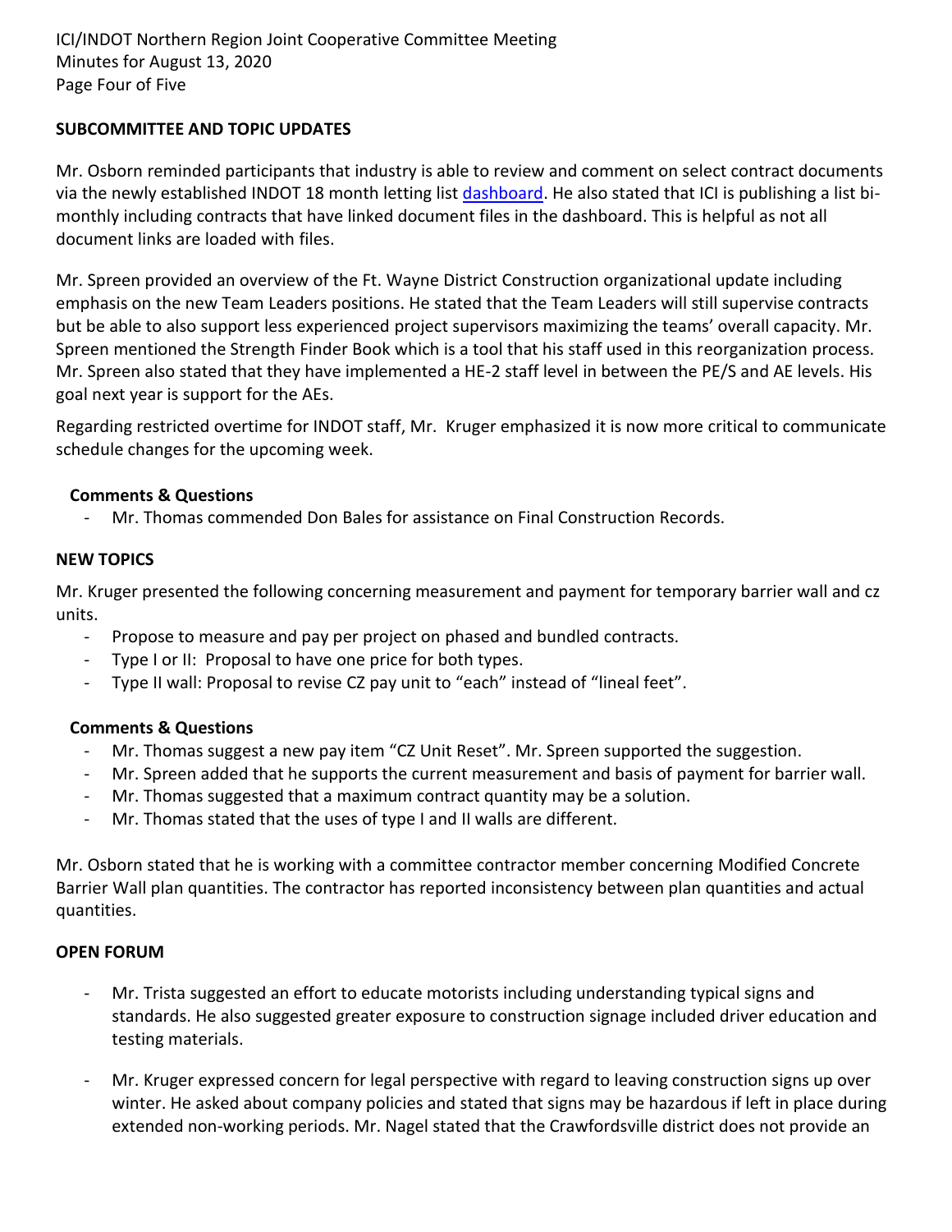## SUBCOMMITTEE AND TOPIC UPDATES

Mr. Osborn reminded participants that industry is able to review and comment on select contract documents via the newly established INDOT 18 month letting list dashboard. He also stated that ICI is publishing a list bi-monthly including contracts that have linked document files in the dashboard. This is helpful as not all document links are loaded with files.

Mr. Spreen provided an overview of the Ft. Wayne District Construction organizational update including emphasis on the new Team Leaders positions. He stated that the Team Leaders will still supervise contracts but be able to also support less experienced project supervisors maximizing the teams' overall capacity. Mr. Spreen mentioned the Strength Finder Book which is a tool that his staff used in this reorganization process. Mr. Spreen also stated that they have implemented a HE-2 staff level in between the PE/S and AE levels. His goal next year is support for the AEs.

Regarding restricted overtime for INDOT staff, Mr. Kruger emphasized it is now more critical to communicate schedule changes for the upcoming week.

**Comments & Questions**

- Mr. Thomas commended Don Bales for assistance on Final Construction Records.

## NEW TOPICS

Mr. Kruger presented the following concerning measurement and payment for temporary barrier wall and cz units.

- Propose to measure and pay per project on phased and bundled contracts.
- Type I or II: Proposal to have one price for both types.
- Type II wall: Proposal to revise CZ pay unit to "each" instead of "lineal feet".

**Comments & Questions**

- Mr. Thomas suggest a new pay item "CZ Unit Reset". Mr. Spreen supported the suggestion.
- Mr. Spreen added that he supports the current measurement and basis of payment for barrier wall.
- Mr. Thomas suggested that a maximum contract quantity may be a solution.
- Mr. Thomas stated that the uses of type I and II walls are different.

Mr. Osborn stated that he is working with a committee contractor member concerning Modified Concrete Barrier Wall plan quantities. The contractor has reported inconsistency between plan quantities and actual quantities.

## OPEN FORUM

- Mr. Trista suggested an effort to educate motorists including understanding typical signs and standards. He also suggested greater exposure to construction signage included driver education and testing materials.
- Mr. Kruger expressed concern for legal perspective with regard to leaving construction signs up over winter. He asked about company policies and stated that signs may be hazardous if left in place during extended non-working periods. Mr. Nagel stated that the Crawfordsville district does not provide an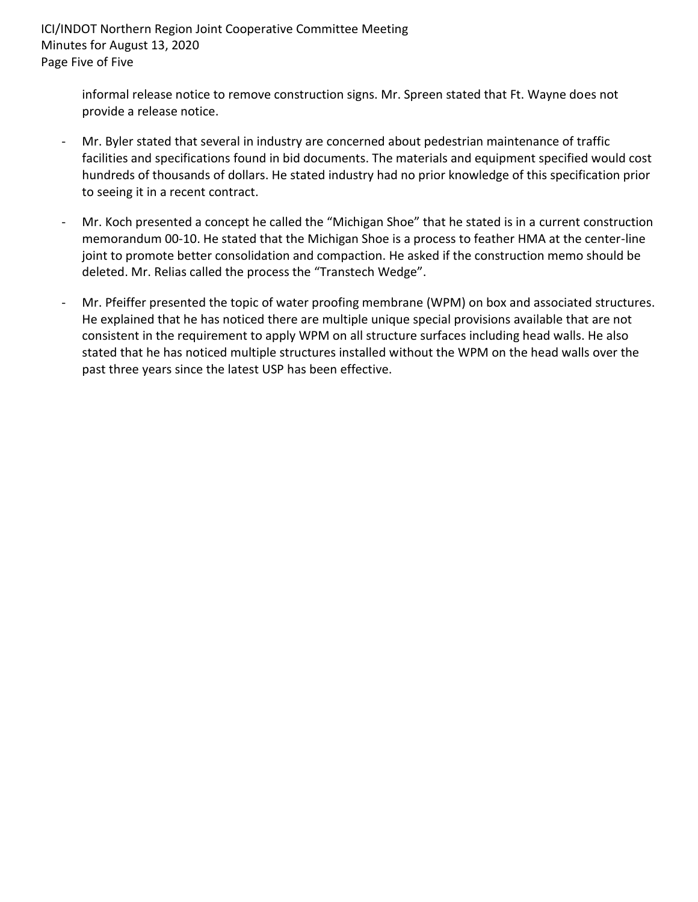informal release notice to remove construction signs. Mr. Spreen stated that Ft. Wayne does not provide a release notice.

- Mr. Byler stated that several in industry are concerned about pedestrian maintenance of traffic facilities and specifications found in bid documents. The materials and equipment specified would cost hundreds of thousands of dollars. He stated industry had no prior knowledge of this specification prior to seeing it in a recent contract.
- Mr. Koch presented a concept he called the "Michigan Shoe" that he stated is in a current construction memorandum 00-10. He stated that the Michigan Shoe is a process to feather HMA at the center-line joint to promote better consolidation and compaction. He asked if the construction memo should be deleted. Mr. Relias called the process the "Transtech Wedge".
- Mr. Pfeiffer presented the topic of water proofing membrane (WPM) on box and associated structures. He explained that he has noticed there are multiple unique special provisions available that are not consistent in the requirement to apply WPM on all structure surfaces including head walls. He also stated that he has noticed multiple structures installed without the WPM on the head walls over the past three years since the latest USP has been effective.